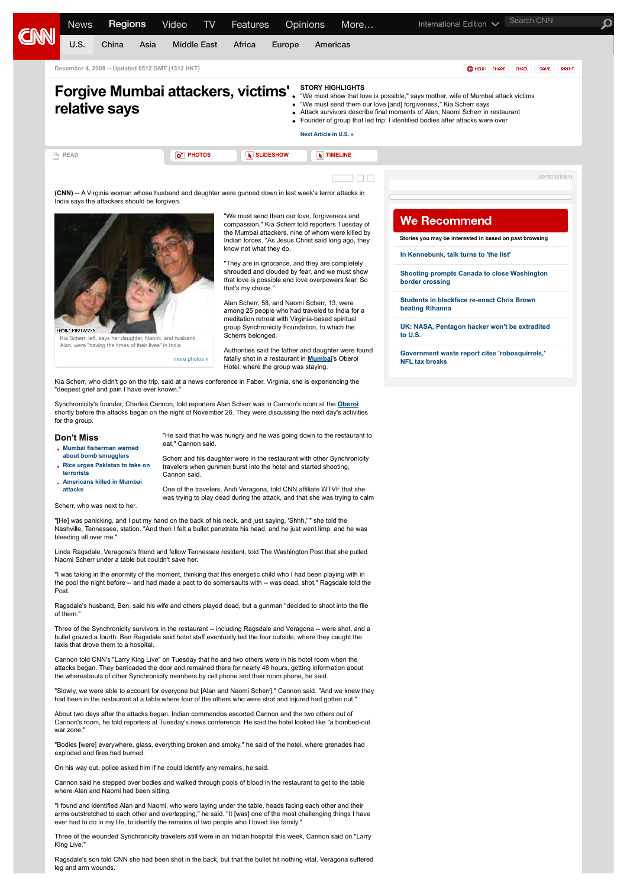December 4, 2008 -- Updated 0512 GMT (1312 HKT)

# Forgive Mumbai attackers, victims' relative says

**STORY HIGHLIGHTS**

- "We must show that love is possible," says mother, wife of Mumbai attack victims
- "We must send them our love [and] forgiveness," Kia Scherr says
- Attack survivors describe final moments of Alan, Naomi Scherr in restaurant
- Founder of group that led trip: I identified bodies after attacks were over

**(CNN)** -- A Virginia woman whose husband and daughter were gunned down in last week's terror attacks in India says the attackers should be forgiven.

FAMILY PHOTO/CNN

Kia Scherr, left, says her daughter, Naomi, and husband, Alan, were "having the times of their lives" in India.

"We must send them our love, forgiveness and compassion," Kia Scherr told reporters Tuesday of the Mumbai attackers, nine of whom were killed by Indian forces. "As Jesus Christ said long ago, they know not what they do.

"They are in ignorance, and they are completely shrouded and clouded by fear, and we must show that love is possible and love overpowers fear. So that's my choice."

Alan Scherr, 58, and Naomi Scherr, 13, were among 25 people who had traveled to India for a meditation retreat with Virginia-based spiritual group Synchronicity Foundation, to which the Scherrs belonged.

Authorities said the father and daughter were found fatally shot in a restaurant in Mumbai's Oberoi Hotel, where the group was staying.

Kia Scherr, who didn't go on the trip, said at a news conference in Faber, Virginia, she is experiencing the "deepest grief and pain I have ever known."

Synchronicity's founder, Charles Cannon, told reporters Alan Scherr was in Cannon's room at the Oberoi shortly before the attacks began on the night of November 26. They were discussing the next day's activities for the group.

"He said that he was hungry and he was going down to the restaurant to eat," Cannon said.

Scherr and his daughter were in the restaurant with other Synchronicity travelers when gunmen burst into the hotel and started shooting, Cannon said.

One of the travelers, Andi Veragona, told CNN affiliate WTVF that she was trying to play dead during the attack, and that she was trying to calm Scherr, who was next to her.

"[He] was panicking, and I put my hand on the back of his neck, and just saying, 'Shhh,' " she told the Nashville, Tennessee, station. "And then I felt a bullet penetrate his head, and he just went limp, and he was bleeding all over me."

Linda Ragsdale, Veragona's friend and fellow Tennessee resident, told The Washington Post that she pulled Naomi Scherr under a table but couldn't save her.

"I was taking in the enormity of the moment, thinking that this energetic child who I had been playing with in the pool the night before -- and had made a pact to do somersaults with -- was dead, shot," Ragsdale told the Post.

Ragsdale's husband, Ben, said his wife and others played dead, but a gunman "decided to shoot into the file of them."

Three of the Synchronicity survivors in the restaurant -- including Ragsdale and Veragona -- were shot, and a bullet grazed a fourth. Ben Ragsdale said hotel staff eventually led the four outside, where they caught the taxis that drove them to a hospital.

Cannon told CNN's "Larry King Live" on Tuesday that he and two others were in his hotel room when the attacks began. They barricaded the door and remained there for nearly 48 hours, getting information about the whereabouts of other Synchronicity members by cell phone and their room phone, he said.

"Slowly, we were able to account for everyone but [Alan and Naomi Scherr]," Cannon said. "And we knew they had been in the restaurant at a table where four of the others who were shot and injured had gotten out."

About two days after the attacks began, Indian commandos escorted Cannon and the two others out of Cannon's room, he told reporters at Tuesday's news conference. He said the hotel looked like "a bombed-out war zone."

"Bodies [were] everywhere, glass, everything broken and smoky," he said of the hotel, where grenades had exploded and fires had burned.

On his way out, police asked him if he could identify any remains, he said.

Cannon said he stepped over bodies and walked through pools of blood in the restaurant to get to the table where Alan and Naomi had been sitting.

"I found and identified Alan and Naomi, who were laying under the table, heads facing each other and their arms outstretched to each other and overlapping," he said. "It [was] one of the most challenging things I have ever had to do in my life, to identify the remains of two people who I loved like family."

Three of the wounded Synchronicity travelers still were in an Indian hospital this week, Cannon said on "Larry King Live."

Ragsdale's son told CNN she had been shot in the back, but that the bullet hit nothing vital. Veragona suffered leg and arm wounds.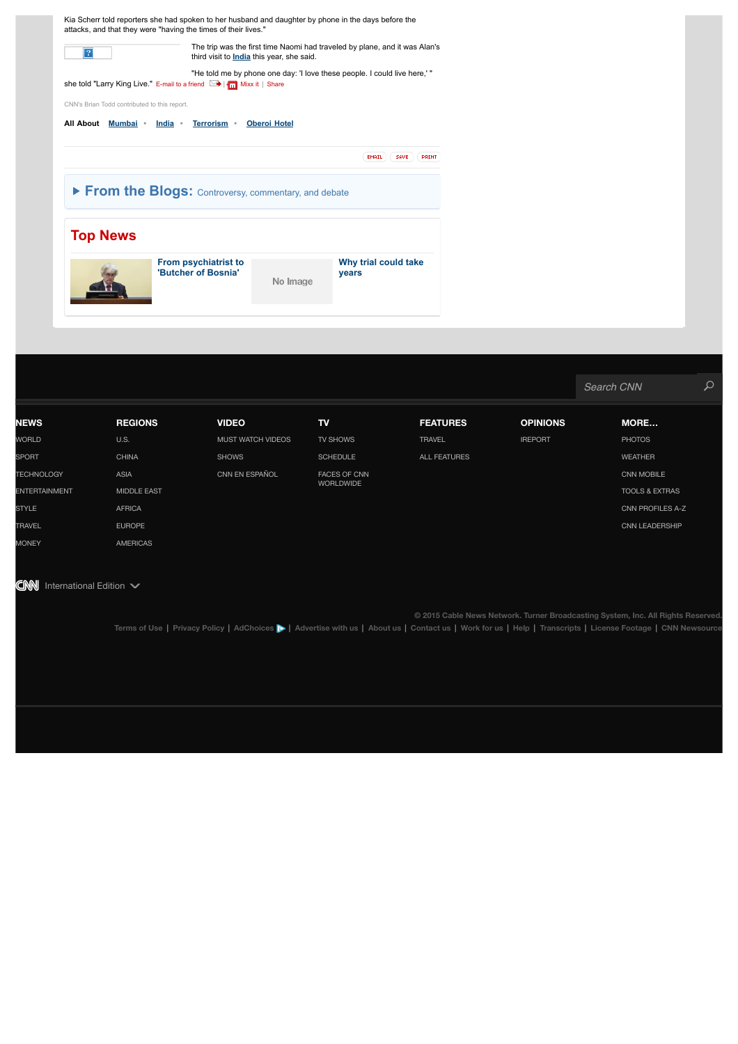Kia Scherr told reporters she had spoken to her husband and daughter by phone in the days before the attacks, and that they were "having the times of their lives."

The trip was the first time Naomi had traveled by plane, and it was Alan's third visit to India this year, she said.

"He told me by phone one day: 'I love these people. I could live here,' " she told "Larry King Live." E-mail to a friend | Mixx it | Share

CNN's Brian Todd contributed to this report.

**All About** Mumbai • India • Terrorism • Oberoi Hotel

EMAIL SAVE PRINT

## ▶ From the Blogs: Controversy, commentary, and debate

## Top News

**From psychiatrist to 'Butcher of Bosnia'**

No Image

**Why trial could take years**

Search CNN

| NEWS | REGIONS | VIDEO | TV | FEATURES | OPINIONS | MORE... |
|---|---|---|---|---|---|---|
| WORLD | U.S. | MUST WATCH VIDEOS | TV SHOWS | TRAVEL | IREPORT | PHOTOS |
| SPORT | CHINA | SHOWS | SCHEDULE | ALL FEATURES | | WEATHER |
| TECHNOLOGY | ASIA | CNN EN ESPAÑOL | FACES OF CNN WORLDWIDE | | | CNN MOBILE |
| ENTERTAINMENT | MIDDLE EAST | | | | | TOOLS & EXTRAS |
| STYLE | AFRICA | | | | | CNN PROFILES A-Z |
| TRAVEL | EUROPE | | | | | CNN LEADERSHIP |
| MONEY | AMERICAS | | | | | |

CNN International Edition

© 2015 Cable News Network. Turner Broadcasting System, Inc. All Rights Reserved.

Terms of Use | Privacy Policy | AdChoices | Advertise with us | About us | Contact us | Work for us | Help | Transcripts | License Footage | CNN Newsource